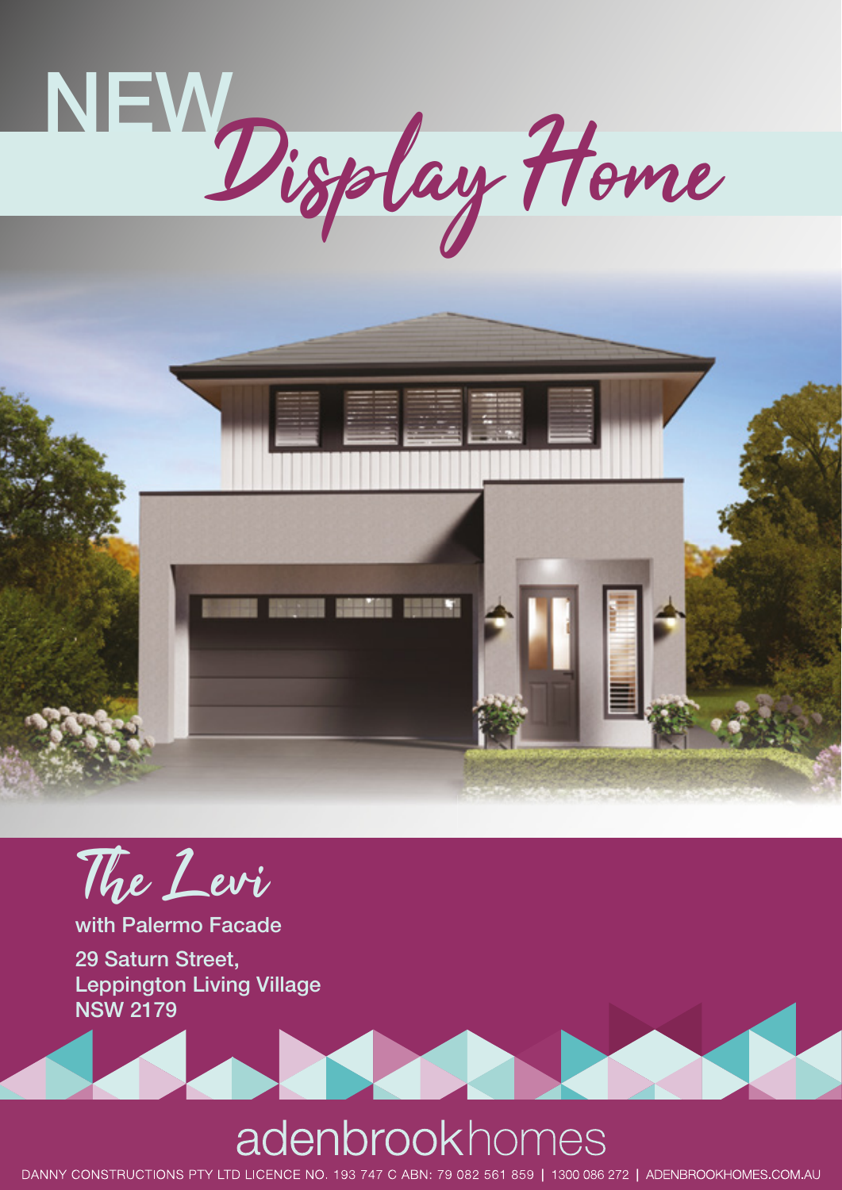# NEW Display Home

## The Levi

**with Palermo Facade**

**29 Saturn Street,
Leppington Living Village
NSW 2179**

adenbrookhomes

DANNY CONSTRUCTIONS PTY LTD LICENCE NO. 193 747 C ABN: 79 082 561 859 | 1300 086 272 | ADENBROOKHOMES.COM.AU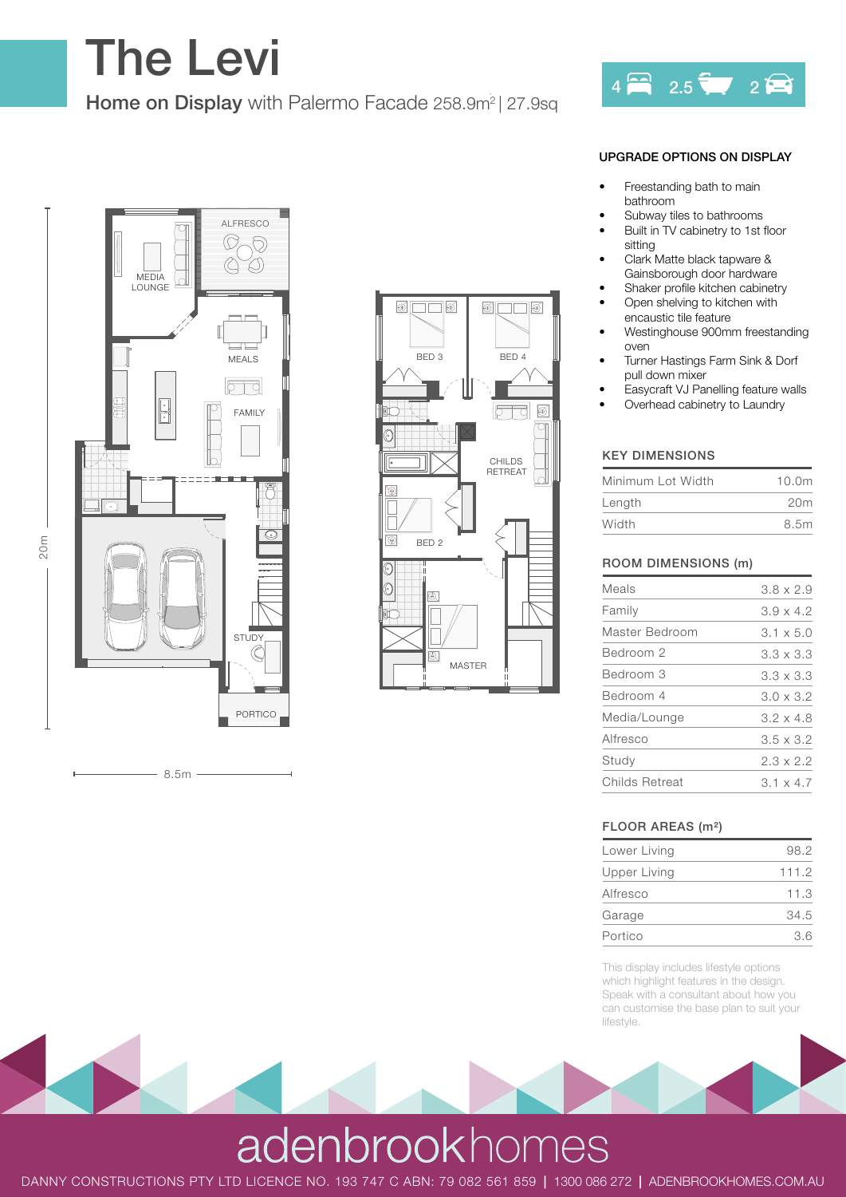# The Levi

**Home on Display** with Palermo Facade 258.9m² | 27.9sq

4 | 2.5 | 2

ALFRESCO
MEDIA LOUNGE
MEALS
FAMILY
STUDY
PORTICO
20m
8.5m

BED 3
BED 4
CHILDS RETREAT
BED 2
MASTER

### UPGRADE OPTIONS ON DISPLAY

- Freestanding bath to main bathroom
- Subway tiles to bathrooms
- Built in TV cabinetry to 1st floor sitting
- Clark Matte black tapware & Gainsborough door hardware
- Shaker profile kitchen cabinetry
- Open shelving to kitchen with encaustic tile feature
- Westinghouse 900mm freestanding oven
- Turner Hastings Farm Sink & Dorf pull down mixer
- Easycraft VJ Panelling feature walls
- Overhead cabinetry to Laundry

### KEY DIMENSIONS

| | |
|---|---|
| Minimum Lot Width | 10.0m |
| Length | 20m |
| Width | 8.5m |

### ROOM DIMENSIONS (m)

| | |
|---|---|
| Meals | 3.8 x 2.9 |
| Family | 3.9 x 4.2 |
| Master Bedroom | 3.1 x 5.0 |
| Bedroom 2 | 3.3 x 3.3 |
| Bedroom 3 | 3.3 x 3.3 |
| Bedroom 4 | 3.0 x 3.2 |
| Media/Lounge | 3.2 x 4.8 |
| Alfresco | 3.5 x 3.2 |
| Study | 2.3 x 2.2 |
| Childs Retreat | 3.1 x 4.7 |

### FLOOR AREAS (m²)

| | |
|---|---|
| Lower Living | 98.2 |
| Upper Living | 111.2 |
| Alfresco | 11.3 |
| Garage | 34.5 |
| Portico | 3.6 |

This display includes lifestyle options which highlight features in the design. Speak with a consultant about how you can customise the base plan to suit your lifestyle.

adenbrookhomes

DANNY CONSTRUCTIONS PTY LTD LICENCE NO. 193 747 C ABN: 79 082 561 859 | 1300 086 272 | ADENBROOKHOMES.COM.AU